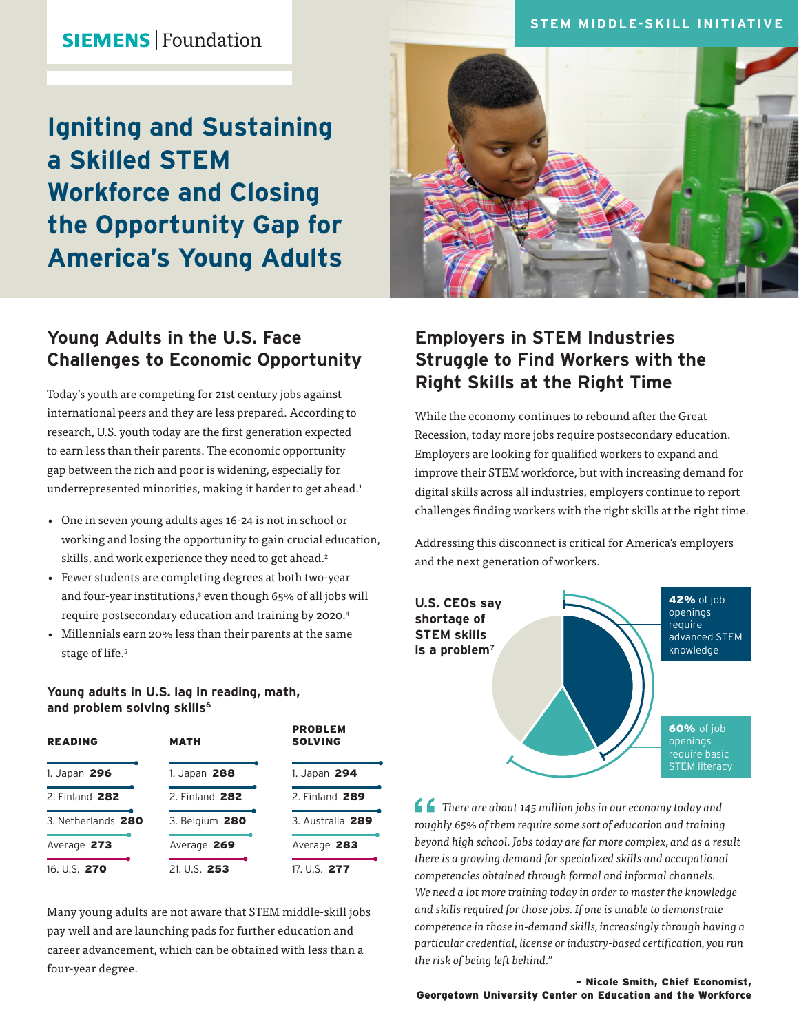SIEMENS | Foundation

STEM MIDDLE-SKILL INITIATIVE

# Igniting and Sustaining a Skilled STEM Workforce and Closing the Opportunity Gap for America's Young Adults

## Young Adults in the U.S. Face Challenges to Economic Opportunity

Today's youth are competing for 21st century jobs against international peers and they are less prepared. According to research, U.S. youth today are the first generation expected to earn less than their parents. The economic opportunity gap between the rich and poor is widening, especially for underrepresented minorities, making it harder to get ahead.[1]

- One in seven young adults ages 16-24 is not in school or working and losing the opportunity to gain crucial education, skills, and work experience they need to get ahead.[2]
- Fewer students are completing degrees at both two-year and four-year institutions,[3] even though 65% of all jobs will require postsecondary education and training by 2020.[4]
- Millennials earn 20% less than their parents at the same stage of life.[5]

**Young adults in U.S. lag in reading, math, and problem solving skills[6]**

| READING | MATH | PROBLEM SOLVING |
|---|---|---|
| 1. Japan **296** | 1. Japan **288** | 1. Japan **294** |
| 2. Finland **282** | 2. Finland **282** | 2. Finland **289** |
| 3. Netherlands **280** | 3. Belgium **280** | 3. Australia **289** |
| Average **273** | Average **269** | Average **283** |
| 16. U.S. **270** | 21. U.S. **253** | 17. U.S. **277** |

Many young adults are not aware that STEM middle-skill jobs pay well and are launching pads for further education and career advancement, which can be obtained with less than a four-year degree.

## Employers in STEM Industries Struggle to Find Workers with the Right Skills at the Right Time

While the economy continues to rebound after the Great Recession, today more jobs require postsecondary education. Employers are looking for qualified workers to expand and improve their STEM workforce, but with increasing demand for digital skills across all industries, employers continue to report challenges finding workers with the right skills at the right time.

Addressing this disconnect is critical for America's employers and the next generation of workers.

**U.S. CEOs say shortage of STEM skills is a problem[7]**

**42%** of job openings require advanced STEM knowledge

**60%** of job openings require basic STEM literacy

*"There are about 145 million jobs in our economy today and roughly 65% of them require some sort of education and training beyond high school. Jobs today are far more complex, and as a result there is a growing demand for specialized skills and occupational competencies obtained through formal and informal channels. We need a lot more training today in order to master the knowledge and skills required for those jobs. If one is unable to demonstrate competence in those in-demand skills, increasingly through having a particular credential, license or industry-based certification, you run the risk of being left behind."*

**– Nicole Smith, Chief Economist, Georgetown University Center on Education and the Workforce**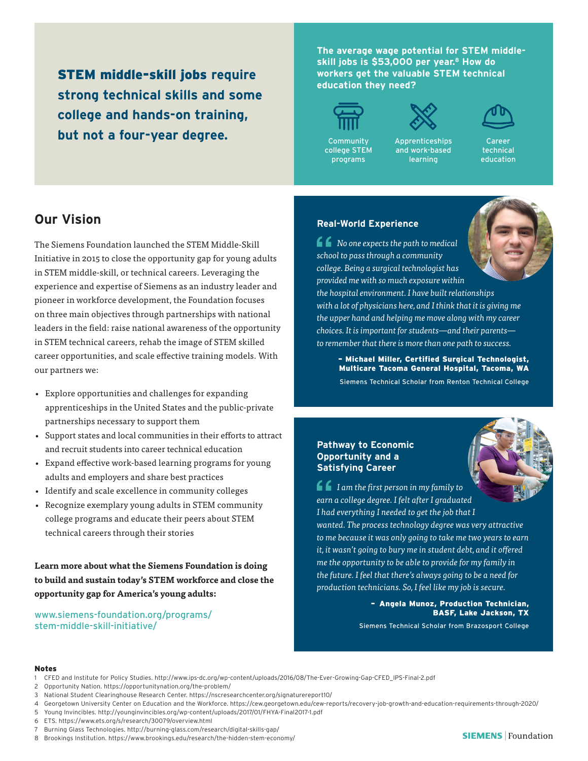**STEM middle-skill jobs require strong technical skills and some college and hands-on training, but not a four-year degree.**

**The average wage potential for STEM middle-skill jobs is $53,000 per year.[8] How do workers get the valuable STEM technical education they need?**

Community college STEM programs

Apprenticeships and work-based learning

Career technical education

## Our Vision

The Siemens Foundation launched the STEM Middle-Skill Initiative in 2015 to close the opportunity gap for young adults in STEM middle-skill, or technical careers. Leveraging the experience and expertise of Siemens as an industry leader and pioneer in workforce development, the Foundation focuses on three main objectives through partnerships with national leaders in the field: raise national awareness of the opportunity in STEM technical careers, rehab the image of STEM skilled career opportunities, and scale effective training models. With our partners we:

- Explore opportunities and challenges for expanding apprenticeships in the United States and the public-private partnerships necessary to support them
- Support states and local communities in their efforts to attract and recruit students into career technical education
- Expand effective work-based learning programs for young adults and employers and share best practices
- Identify and scale excellence in community colleges
- Recognize exemplary young adults in STEM community college programs and educate their peers about STEM technical careers through their stories

**Learn more about what the Siemens Foundation is doing to build and sustain today's STEM workforce and close the opportunity gap for America's young adults:**

www.siemens-foundation.org/programs/stem-middle-skill-initiative/

### Real-World Experience

*No one expects the path to medical school to pass through a community college. Being a surgical technologist has provided me with so much exposure within the hospital environment. I have built relationships with a lot of physicians here, and I think that it is giving me the upper hand and helping me move along with my career choices. It is important for students—and their parents—to remember that there is more than one path to success.*

**– Michael Miller, Certified Surgical Technologist, Multicare Tacoma General Hospital, Tacoma, WA**

Siemens Technical Scholar from Renton Technical College

### Pathway to Economic Opportunity and a Satisfying Career

*I am the first person in my family to earn a college degree. I felt after I graduated I had everything I needed to get the job that I wanted. The process technology degree was very attractive to me because it was only going to take me two years to earn it, it wasn't going to bury me in student debt, and it offered me the opportunity to be able to provide for my family in the future. I feel that there's always going to be a need for production technicians. So, I feel like my job is secure.*

**– Angela Munoz, Production Technician, BASF, Lake Jackson, TX**

Siemens Technical Scholar from Brazosport College

**Notes**

1. CFED and Institute for Policy Studies. http://www.ips-dc.org/wp-content/uploads/2016/08/The-Ever-Growing-Gap-CFED_IPS-Final-2.pdf
2. Opportunity Nation. https://opportunitynation.org/the-problem/
3. National Student Clearinghouse Research Center. https://nscresearchcenter.org/signaturereport10/
4. Georgetown University Center on Education and the Workforce. https://cew.georgetown.edu/cew-reports/recovery-job-growth-and-education-requirements-through-2020/
5. Young Invincibles. http://younginvincibles.org/wp-content/uploads/2017/01/FHYA-Final2017-1.pdf
6. ETS. https://www.ets.org/s/research/30079/overview.html
7. Burning Glass Technologies. http://burning-glass.com/research/digital-skills-gap/
8. Brookings Institution. https://www.brookings.edu/research/the-hidden-stem-economy/

SIEMENS | Foundation